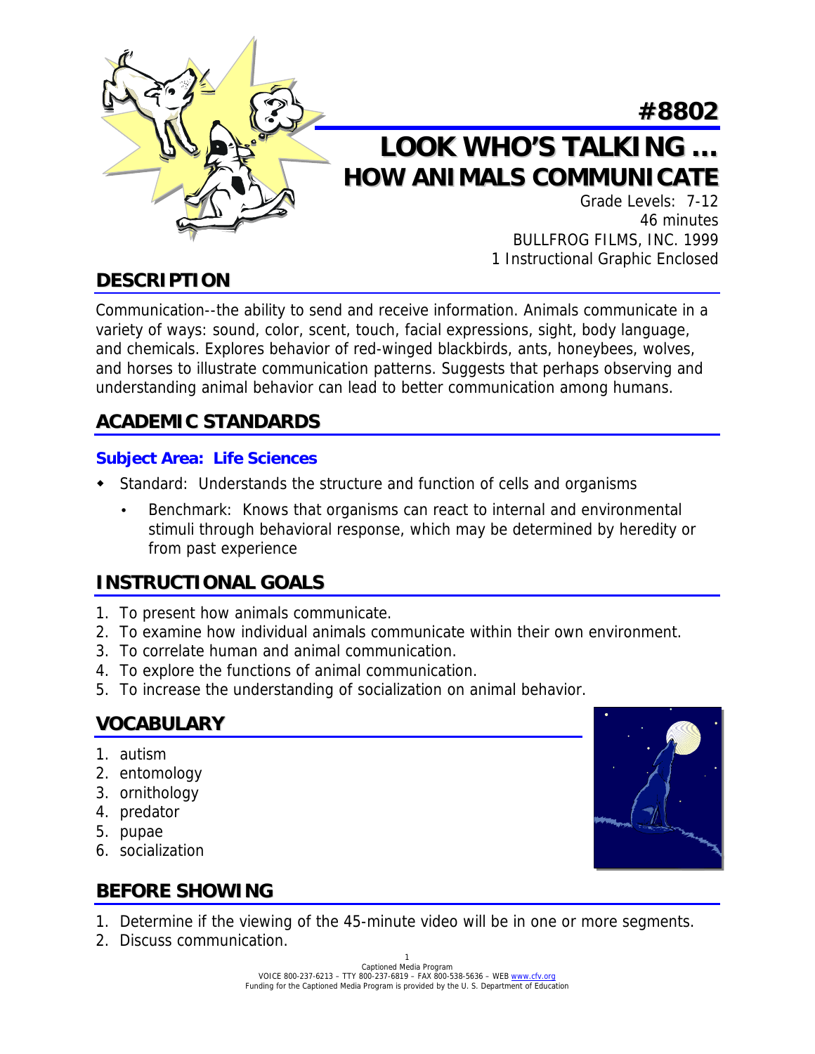# #8802

# LOOK WHO'S TALKING ... HOW ANIMALS COMMUNICATE

Grade Levels: 7-12
46 minutes
BULLFROG FILMS, INC. 1999
1 Instructional Graphic Enclosed

## DESCRIPTION

Communication--the ability to send and receive information. Animals communicate in a variety of ways: sound, color, scent, touch, facial expressions, sight, body language, and chemicals. Explores behavior of red-winged blackbirds, ants, honeybees, wolves, and horses to illustrate communication patterns. Suggests that perhaps observing and understanding animal behavior can lead to better communication among humans.

## ACADEMIC STANDARDS

### Subject Area: Life Sciences

- Standard: Understands the structure and function of cells and organisms
  - Benchmark: Knows that organisms can react to internal and environmental stimuli through behavioral response, which may be determined by heredity or from past experience

## INSTRUCTIONAL GOALS

1. To present how animals communicate.
2. To examine how individual animals communicate within their own environment.
3. To correlate human and animal communication.
4. To explore the functions of animal communication.
5. To increase the understanding of socialization on animal behavior.

## VOCABULARY

1. autism
2. entomology
3. ornithology
4. predator
5. pupae
6. socialization

## BEFORE SHOWING

1. Determine if the viewing of the 45-minute video will be in one or more segments.
2. Discuss communication.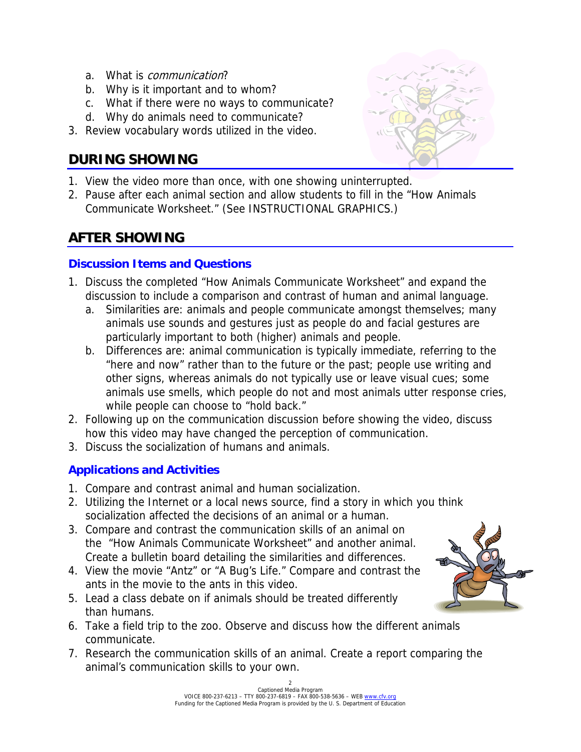a. What is *communication*?
   b. Why is it important and to whom?
   c. What if there were no ways to communicate?
   d. Why do animals need to communicate?
3. Review vocabulary words utilized in the video.

## DURING SHOWING

1. View the video more than once, with one showing uninterrupted.
2. Pause after each animal section and allow students to fill in the "How Animals Communicate Worksheet." (See INSTRUCTIONAL GRAPHICS.)

## AFTER SHOWING

### Discussion Items and Questions

1. Discuss the completed "How Animals Communicate Worksheet" and expand the discussion to include a comparison and contrast of human and animal language.
   a. Similarities are: animals and people communicate amongst themselves; many animals use sounds and gestures just as people do and facial gestures are particularly important to both (higher) animals and people.
   b. Differences are: animal communication is typically immediate, referring to the "here and now" rather than to the future or the past; people use writing and other signs, whereas animals do not typically use or leave visual cues; some animals use smells, which people do not and most animals utter response cries, while people can choose to "hold back."
2. Following up on the communication discussion before showing the video, discuss how this video may have changed the perception of communication.
3. Discuss the socialization of humans and animals.

### Applications and Activities

1. Compare and contrast animal and human socialization.
2. Utilizing the Internet or a local news source, find a story in which you think socialization affected the decisions of an animal or a human.
3. Compare and contrast the communication skills of an animal on the "How Animals Communicate Worksheet" and another animal. Create a bulletin board detailing the similarities and differences.
4. View the movie "Antz" or "A Bug's Life." Compare and contrast the ants in the movie to the ants in this video.
5. Lead a class debate on if animals should be treated differently than humans.
6. Take a field trip to the zoo. Observe and discuss how the different animals communicate.
7. Research the communication skills of an animal. Create a report comparing the animal's communication skills to your own.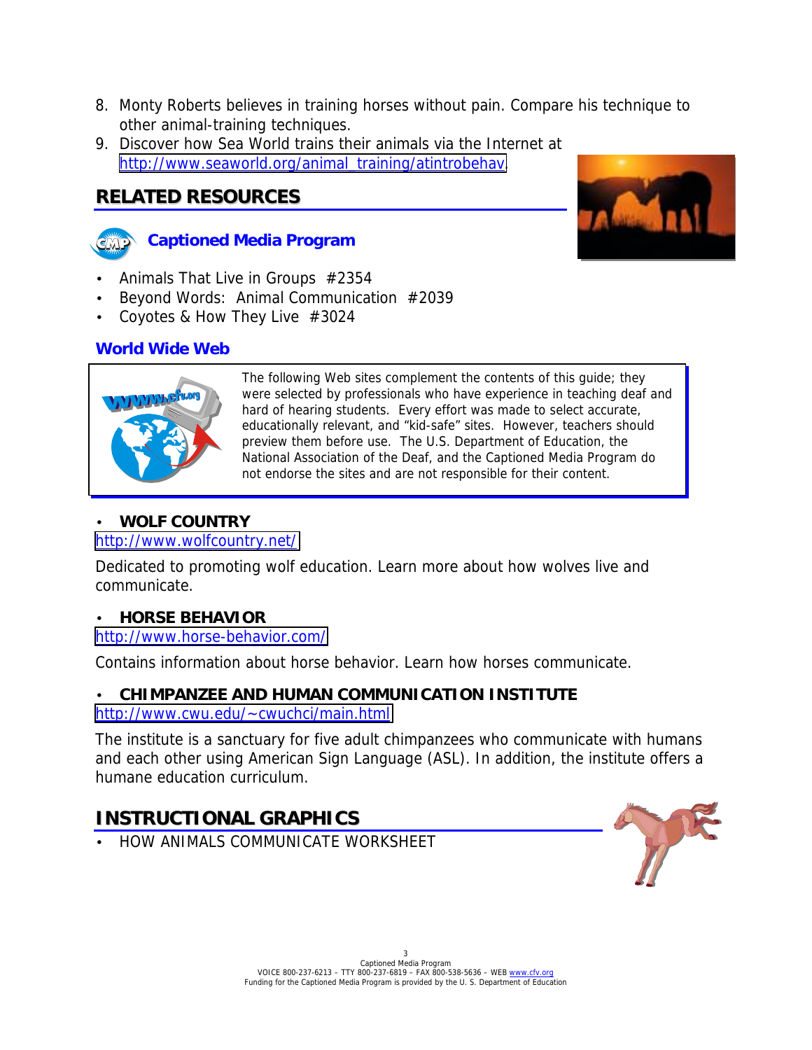8. Monty Roberts believes in training horses without pain. Compare his technique to other animal-training techniques.
9. Discover how Sea World trains their animals via the Internet at http://www.seaworld.org/animal_training/atintrobehav

## RELATED RESOURCES

### Captioned Media Program

- Animals That Live in Groups #2354
- Beyond Words: Animal Communication #2039
- Coyotes & How They Live #3024

### World Wide Web

The following Web sites complement the contents of this guide; they were selected by professionals who have experience in teaching deaf and hard of hearing students. Every effort was made to select accurate, educationally relevant, and "kid-safe" sites. However, teachers should preview them before use. The U.S. Department of Education, the National Association of the Deaf, and the Captioned Media Program do not endorse the sites and are not responsible for their content.

- **WOLF COUNTRY**

http://www.wolfcountry.net/

Dedicated to promoting wolf education. Learn more about how wolves live and communicate.

- **HORSE BEHAVIOR**

http://www.horse-behavior.com/

Contains information about horse behavior. Learn how horses communicate.

- **CHIMPANZEE AND HUMAN COMMUNICATION INSTITUTE**

http://www.cwu.edu/~cwuchci/main.html

The institute is a sanctuary for five adult chimpanzees who communicate with humans and each other using American Sign Language (ASL). In addition, the institute offers a humane education curriculum.

## INSTRUCTIONAL GRAPHICS

- HOW ANIMALS COMMUNICATE WORKSHEET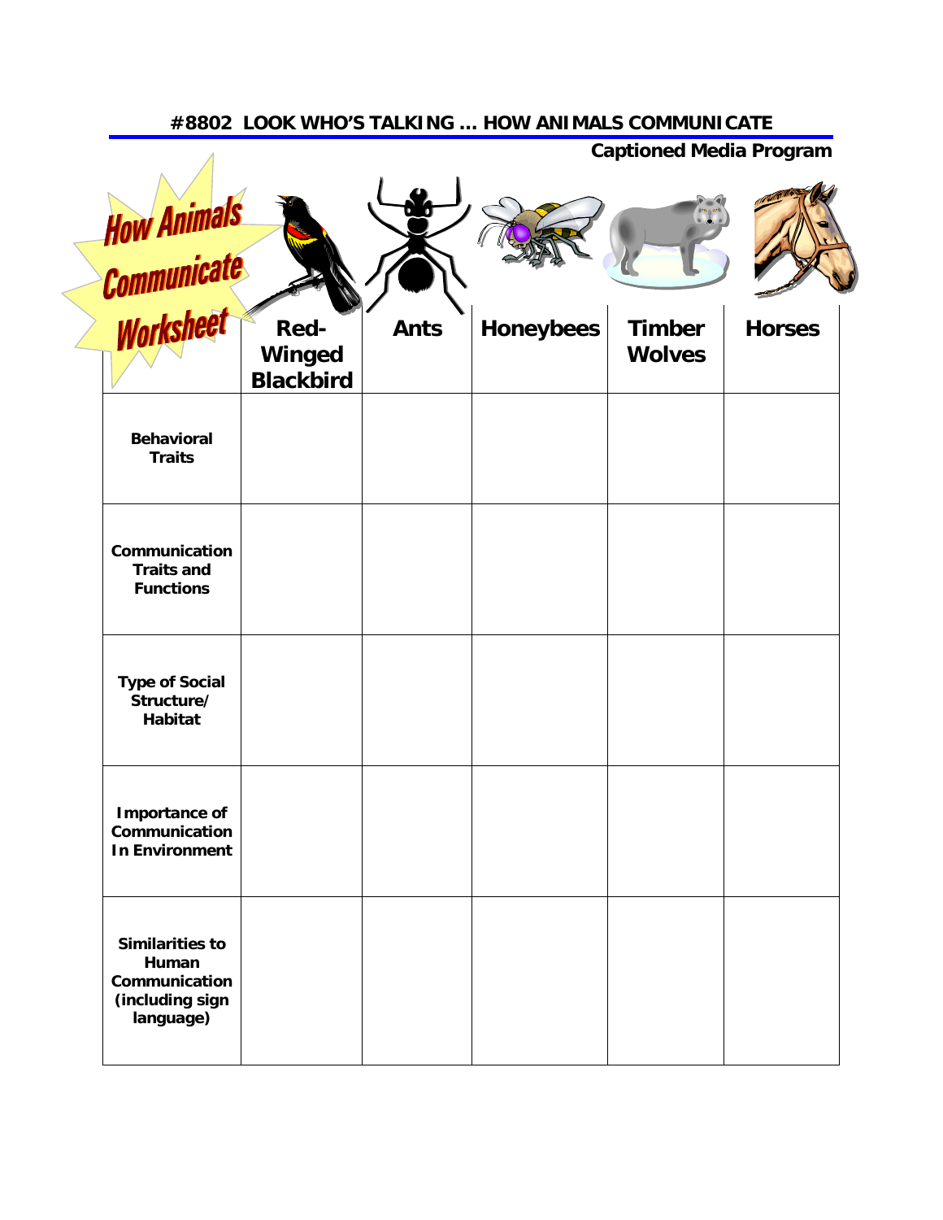**#8802 LOOK WHO'S TALKING ... HOW ANIMALS COMMUNICATE**

**Captioned Media Program**

| How Animals Communicate Worksheet | Red-Winged Blackbird | Ants | Honeybees | Timber Wolves | Horses |
|---|---|---|---|---|---|
| **Behavioral Traits** | | | | | |
| **Communication Traits and Functions** | | | | | |
| **Type of Social Structure/ Habitat** | | | | | |
| **Importance of Communication In Environment** | | | | | |
| **Similarities to Human Communication (including sign language)** | | | | | |